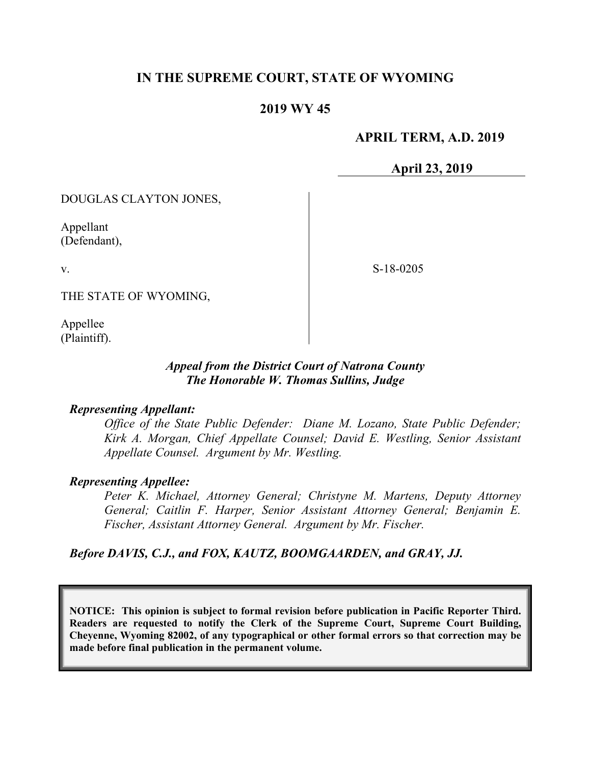**IN THE SUPREME COURT, STATE OF WYOMING**

**2019 WY 45**

**APRIL TERM, A.D. 2019**

**April 23, 2019**

DOUGLAS CLAYTON JONES,

Appellant
(Defendant),

v.

THE STATE OF WYOMING,

Appellee
(Plaintiff).

S-18-0205

***Appeal from the District Court of Natrona County***
***The Honorable W. Thomas Sullins, Judge***

***Representing Appellant:***

*Office of the State Public Defender: Diane M. Lozano, State Public Defender; Kirk A. Morgan, Chief Appellate Counsel; David E. Westling, Senior Assistant Appellate Counsel. Argument by Mr. Westling.*

***Representing Appellee:***

*Peter K. Michael, Attorney General; Christyne M. Martens, Deputy Attorney General; Caitlin F. Harper, Senior Assistant Attorney General; Benjamin E. Fischer, Assistant Attorney General. Argument by Mr. Fischer.*

***Before DAVIS, C.J., and FOX, KAUTZ, BOOMGAARDEN, and GRAY, JJ.***

**NOTICE: This opinion is subject to formal revision before publication in Pacific Reporter Third. Readers are requested to notify the Clerk of the Supreme Court, Supreme Court Building, Cheyenne, Wyoming 82002, of any typographical or other formal errors so that correction may be made before final publication in the permanent volume.**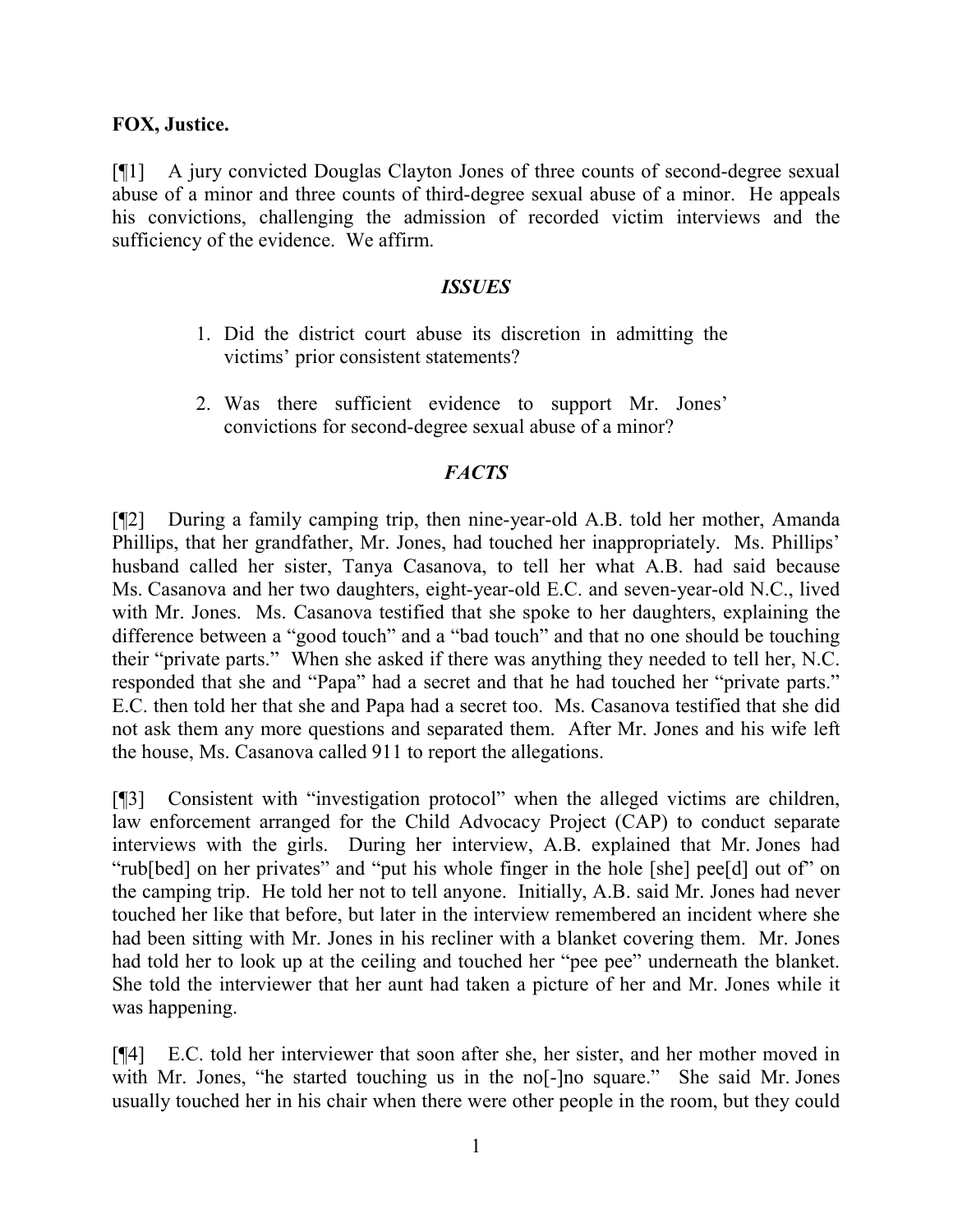**FOX, Justice.**

[¶1] A jury convicted Douglas Clayton Jones of three counts of second-degree sexual abuse of a minor and three counts of third-degree sexual abuse of a minor. He appeals his convictions, challenging the admission of recorded victim interviews and the sufficiency of the evidence. We affirm.

### *ISSUES*

1. Did the district court abuse its discretion in admitting the victims' prior consistent statements?

2. Was there sufficient evidence to support Mr. Jones' convictions for second-degree sexual abuse of a minor?

### *FACTS*

[¶2] During a family camping trip, then nine-year-old A.B. told her mother, Amanda Phillips, that her grandfather, Mr. Jones, had touched her inappropriately. Ms. Phillips' husband called her sister, Tanya Casanova, to tell her what A.B. had said because Ms. Casanova and her two daughters, eight-year-old E.C. and seven-year-old N.C., lived with Mr. Jones. Ms. Casanova testified that she spoke to her daughters, explaining the difference between a "good touch" and a "bad touch" and that no one should be touching their "private parts." When she asked if there was anything they needed to tell her, N.C. responded that she and "Papa" had a secret and that he had touched her "private parts." E.C. then told her that she and Papa had a secret too. Ms. Casanova testified that she did not ask them any more questions and separated them. After Mr. Jones and his wife left the house, Ms. Casanova called 911 to report the allegations.

[¶3] Consistent with "investigation protocol" when the alleged victims are children, law enforcement arranged for the Child Advocacy Project (CAP) to conduct separate interviews with the girls. During her interview, A.B. explained that Mr. Jones had "rub[bed] on her privates" and "put his whole finger in the hole [she] pee[d] out of" on the camping trip. He told her not to tell anyone. Initially, A.B. said Mr. Jones had never touched her like that before, but later in the interview remembered an incident where she had been sitting with Mr. Jones in his recliner with a blanket covering them. Mr. Jones had told her to look up at the ceiling and touched her "pee pee" underneath the blanket. She told the interviewer that her aunt had taken a picture of her and Mr. Jones while it was happening.

[¶4] E.C. told her interviewer that soon after she, her sister, and her mother moved in with Mr. Jones, "he started touching us in the no[-]no square." She said Mr. Jones usually touched her in his chair when there were other people in the room, but they could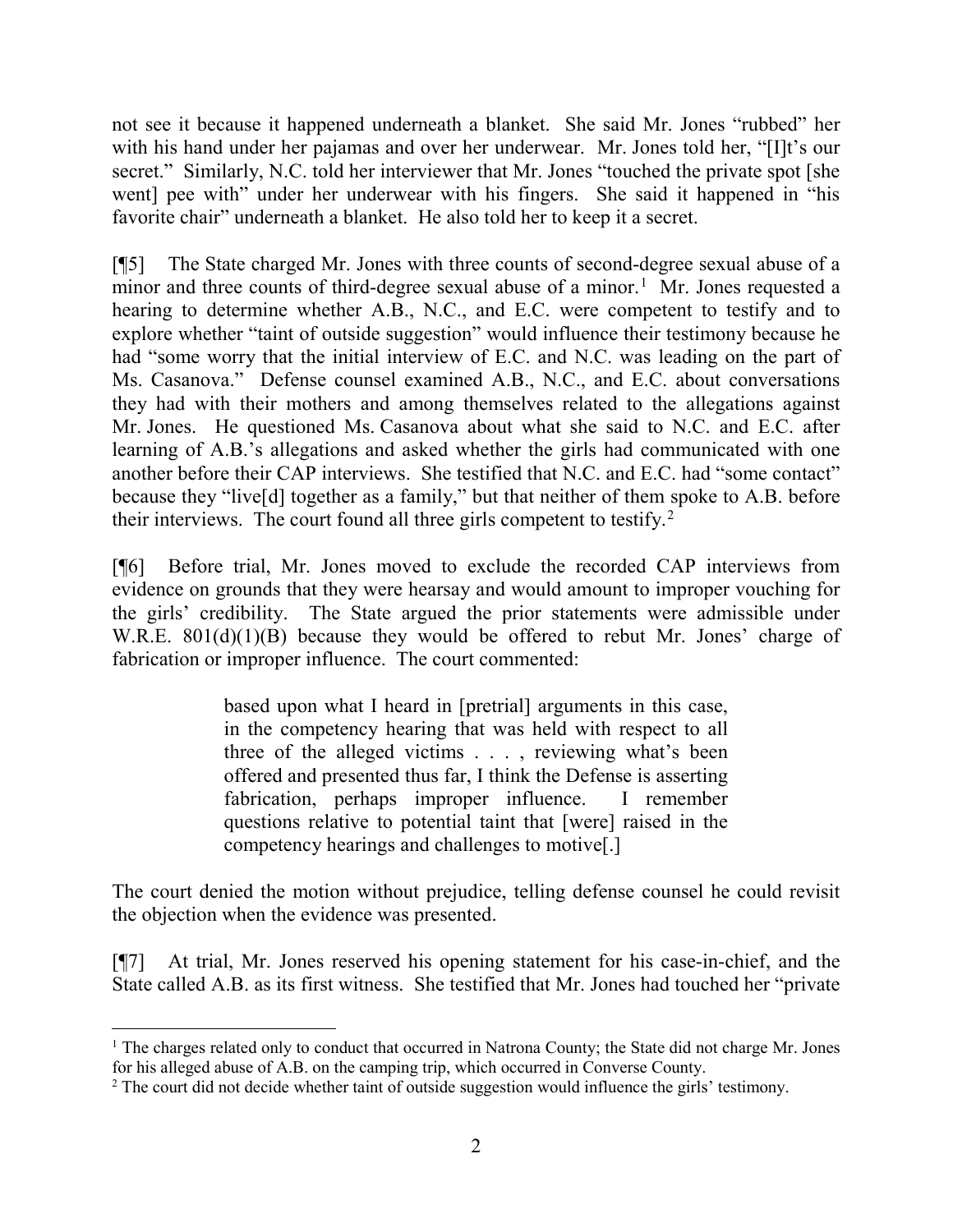not see it because it happened underneath a blanket. She said Mr. Jones "rubbed" her with his hand under her pajamas and over her underwear. Mr. Jones told her, "[I]t's our secret." Similarly, N.C. told her interviewer that Mr. Jones "touched the private spot [she went] pee with" under her underwear with his fingers. She said it happened in "his favorite chair" underneath a blanket. He also told her to keep it a secret.

[¶5] The State charged Mr. Jones with three counts of second-degree sexual abuse of a minor and three counts of third-degree sexual abuse of a minor.[1] Mr. Jones requested a hearing to determine whether A.B., N.C., and E.C. were competent to testify and to explore whether "taint of outside suggestion" would influence their testimony because he had "some worry that the initial interview of E.C. and N.C. was leading on the part of Ms. Casanova." Defense counsel examined A.B., N.C., and E.C. about conversations they had with their mothers and among themselves related to the allegations against Mr. Jones. He questioned Ms. Casanova about what she said to N.C. and E.C. after learning of A.B.'s allegations and asked whether the girls had communicated with one another before their CAP interviews. She testified that N.C. and E.C. had "some contact" because they "live[d] together as a family," but that neither of them spoke to A.B. before their interviews. The court found all three girls competent to testify.[2]

[¶6] Before trial, Mr. Jones moved to exclude the recorded CAP interviews from evidence on grounds that they were hearsay and would amount to improper vouching for the girls' credibility. The State argued the prior statements were admissible under W.R.E. 801(d)(1)(B) because they would be offered to rebut Mr. Jones' charge of fabrication or improper influence. The court commented:

> based upon what I heard in [pretrial] arguments in this case, in the competency hearing that was held with respect to all three of the alleged victims . . . , reviewing what's been offered and presented thus far, I think the Defense is asserting fabrication, perhaps improper influence. I remember questions relative to potential taint that [were] raised in the competency hearings and challenges to motive[.]

The court denied the motion without prejudice, telling defense counsel he could revisit the objection when the evidence was presented.

[¶7] At trial, Mr. Jones reserved his opening statement for his case-in-chief, and the State called A.B. as its first witness. She testified that Mr. Jones had touched her "private

---

[1] The charges related only to conduct that occurred in Natrona County; the State did not charge Mr. Jones for his alleged abuse of A.B. on the camping trip, which occurred in Converse County.

[2] The court did not decide whether taint of outside suggestion would influence the girls' testimony.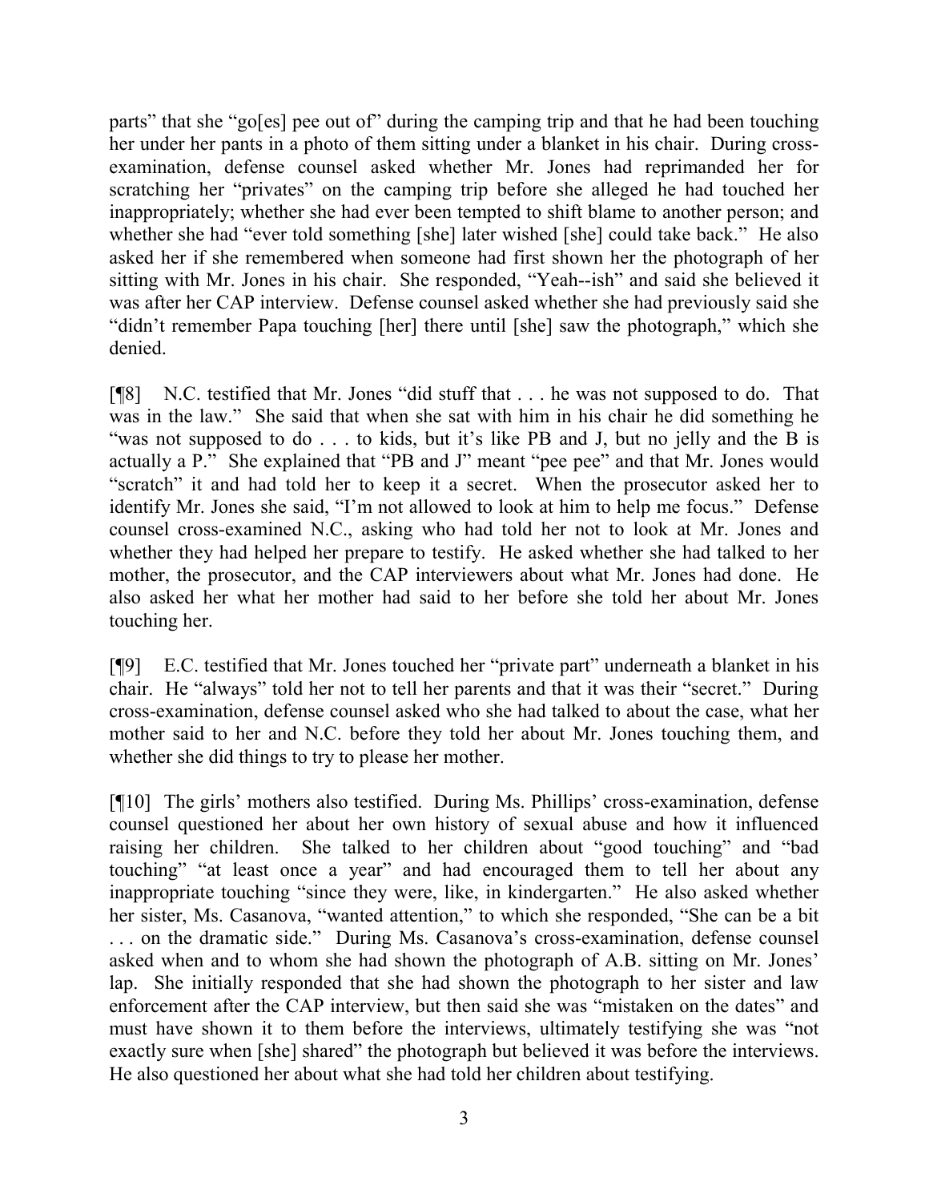parts" that she "go[es] pee out of" during the camping trip and that he had been touching her under her pants in a photo of them sitting under a blanket in his chair. During cross-examination, defense counsel asked whether Mr. Jones had reprimanded her for scratching her "privates" on the camping trip before she alleged he had touched her inappropriately; whether she had ever been tempted to shift blame to another person; and whether she had "ever told something [she] later wished [she] could take back." He also asked her if she remembered when someone had first shown her the photograph of her sitting with Mr. Jones in his chair. She responded, "Yeah--ish" and said she believed it was after her CAP interview. Defense counsel asked whether she had previously said she "didn't remember Papa touching [her] there until [she] saw the photograph," which she denied.

[¶8] N.C. testified that Mr. Jones "did stuff that . . . he was not supposed to do. That was in the law." She said that when she sat with him in his chair he did something he "was not supposed to do . . . to kids, but it's like PB and J, but no jelly and the B is actually a P." She explained that "PB and J" meant "pee pee" and that Mr. Jones would "scratch" it and had told her to keep it a secret. When the prosecutor asked her to identify Mr. Jones she said, "I'm not allowed to look at him to help me focus." Defense counsel cross-examined N.C., asking who had told her not to look at Mr. Jones and whether they had helped her prepare to testify. He asked whether she had talked to her mother, the prosecutor, and the CAP interviewers about what Mr. Jones had done. He also asked her what her mother had said to her before she told her about Mr. Jones touching her.

[¶9] E.C. testified that Mr. Jones touched her "private part" underneath a blanket in his chair. He "always" told her not to tell her parents and that it was their "secret." During cross-examination, defense counsel asked who she had talked to about the case, what her mother said to her and N.C. before they told her about Mr. Jones touching them, and whether she did things to try to please her mother.

[¶10] The girls' mothers also testified. During Ms. Phillips' cross-examination, defense counsel questioned her about her own history of sexual abuse and how it influenced raising her children. She talked to her children about "good touching" and "bad touching" "at least once a year" and had encouraged them to tell her about any inappropriate touching "since they were, like, in kindergarten." He also asked whether her sister, Ms. Casanova, "wanted attention," to which she responded, "She can be a bit . . . on the dramatic side." During Ms. Casanova's cross-examination, defense counsel asked when and to whom she had shown the photograph of A.B. sitting on Mr. Jones' lap. She initially responded that she had shown the photograph to her sister and law enforcement after the CAP interview, but then said she was "mistaken on the dates" and must have shown it to them before the interviews, ultimately testifying she was "not exactly sure when [she] shared" the photograph but believed it was before the interviews. He also questioned her about what she had told her children about testifying.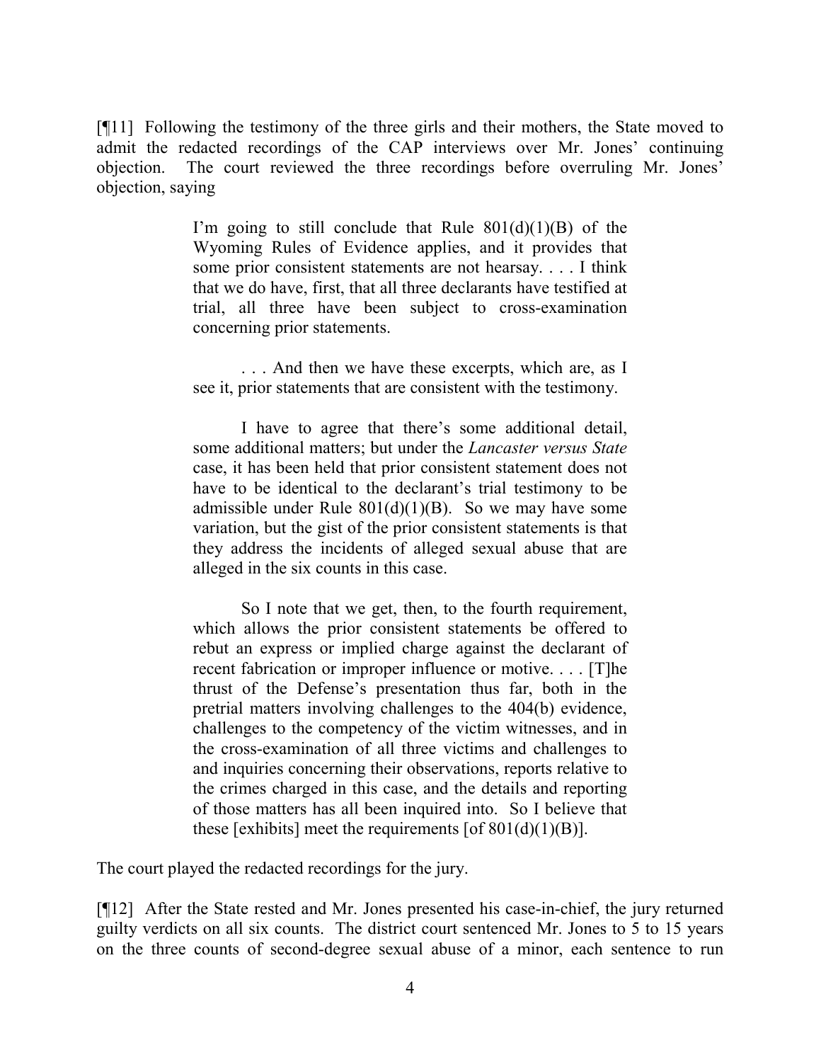[¶11] Following the testimony of the three girls and their mothers, the State moved to admit the redacted recordings of the CAP interviews over Mr. Jones' continuing objection. The court reviewed the three recordings before overruling Mr. Jones' objection, saying

> I'm going to still conclude that Rule 801(d)(1)(B) of the Wyoming Rules of Evidence applies, and it provides that some prior consistent statements are not hearsay. . . . I think that we do have, first, that all three declarants have testified at trial, all three have been subject to cross-examination concerning prior statements.
>
> . . . And then we have these excerpts, which are, as I see it, prior statements that are consistent with the testimony.
>
> I have to agree that there's some additional detail, some additional matters; but under the *Lancaster versus State* case, it has been held that prior consistent statement does not have to be identical to the declarant's trial testimony to be admissible under Rule 801(d)(1)(B). So we may have some variation, but the gist of the prior consistent statements is that they address the incidents of alleged sexual abuse that are alleged in the six counts in this case.
>
> So I note that we get, then, to the fourth requirement, which allows the prior consistent statements be offered to rebut an express or implied charge against the declarant of recent fabrication or improper influence or motive. . . . [T]he thrust of the Defense's presentation thus far, both in the pretrial matters involving challenges to the 404(b) evidence, challenges to the competency of the victim witnesses, and in the cross-examination of all three victims and challenges to and inquiries concerning their observations, reports relative to the crimes charged in this case, and the details and reporting of those matters has all been inquired into. So I believe that these [exhibits] meet the requirements [of 801(d)(1)(B)].

The court played the redacted recordings for the jury.

[¶12] After the State rested and Mr. Jones presented his case-in-chief, the jury returned guilty verdicts on all six counts. The district court sentenced Mr. Jones to 5 to 15 years on the three counts of second-degree sexual abuse of a minor, each sentence to run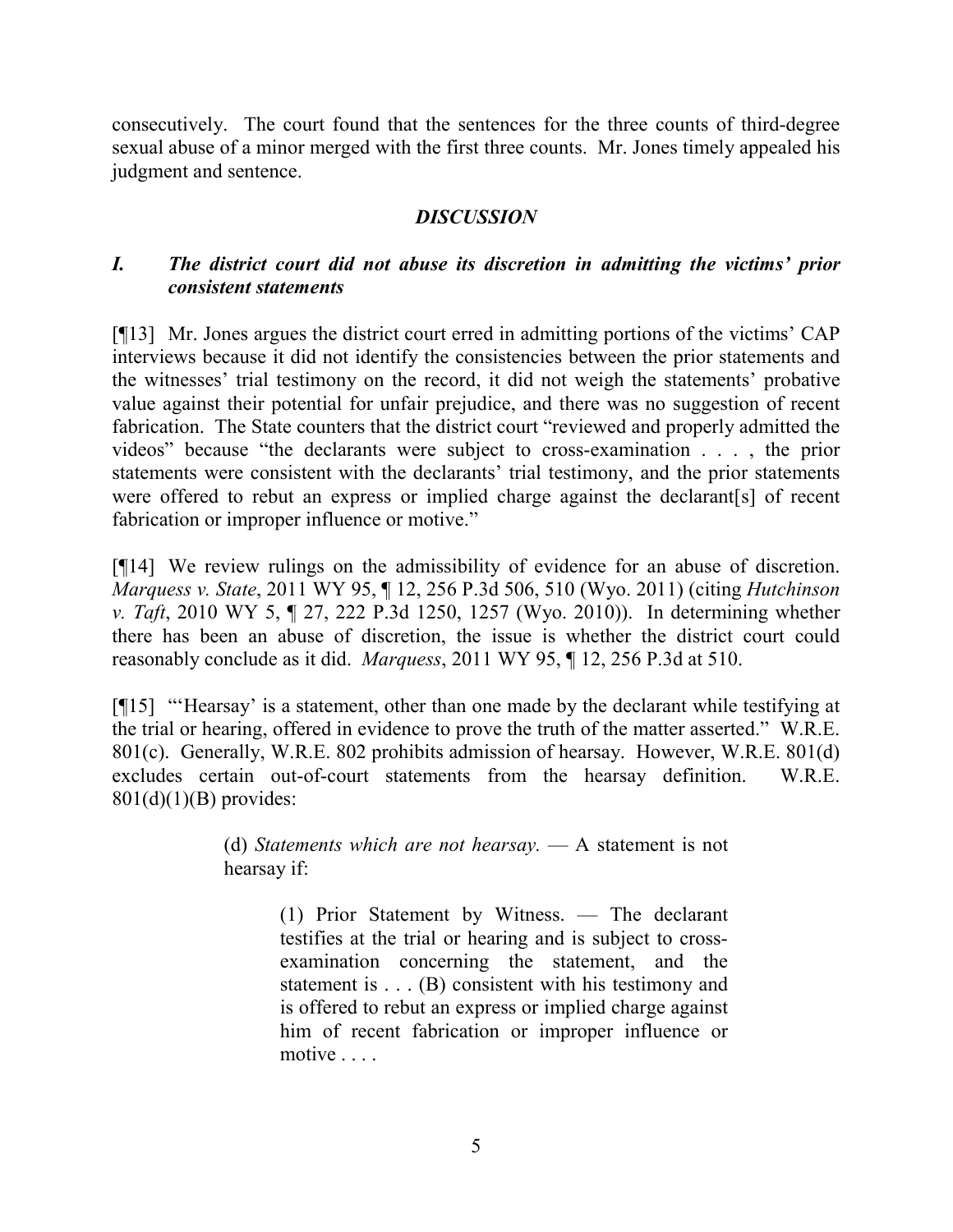consecutively. The court found that the sentences for the three counts of third-degree sexual abuse of a minor merged with the first three counts. Mr. Jones timely appealed his judgment and sentence.

## *DISCUSSION*

### *I. The district court did not abuse its discretion in admitting the victims' prior consistent statements*

[¶13] Mr. Jones argues the district court erred in admitting portions of the victims' CAP interviews because it did not identify the consistencies between the prior statements and the witnesses' trial testimony on the record, it did not weigh the statements' probative value against their potential for unfair prejudice, and there was no suggestion of recent fabrication. The State counters that the district court "reviewed and properly admitted the videos" because "the declarants were subject to cross-examination . . . , the prior statements were consistent with the declarants' trial testimony, and the prior statements were offered to rebut an express or implied charge against the declarant[s] of recent fabrication or improper influence or motive."

[¶14] We review rulings on the admissibility of evidence for an abuse of discretion. *Marquess v. State*, 2011 WY 95, ¶ 12, 256 P.3d 506, 510 (Wyo. 2011) (citing *Hutchinson v. Taft*, 2010 WY 5, ¶ 27, 222 P.3d 1250, 1257 (Wyo. 2010)). In determining whether there has been an abuse of discretion, the issue is whether the district court could reasonably conclude as it did. *Marquess*, 2011 WY 95, ¶ 12, 256 P.3d at 510.

[¶15] "'Hearsay' is a statement, other than one made by the declarant while testifying at the trial or hearing, offered in evidence to prove the truth of the matter asserted." W.R.E. 801(c). Generally, W.R.E. 802 prohibits admission of hearsay. However, W.R.E. 801(d) excludes certain out-of-court statements from the hearsay definition. W.R.E. 801(d)(1)(B) provides:

> (d) *Statements which are not hearsay.* — A statement is not hearsay if:
>
> > (1) Prior Statement by Witness. — The declarant testifies at the trial or hearing and is subject to cross-examination concerning the statement, and the statement is . . . (B) consistent with his testimony and is offered to rebut an express or implied charge against him of recent fabrication or improper influence or motive . . . .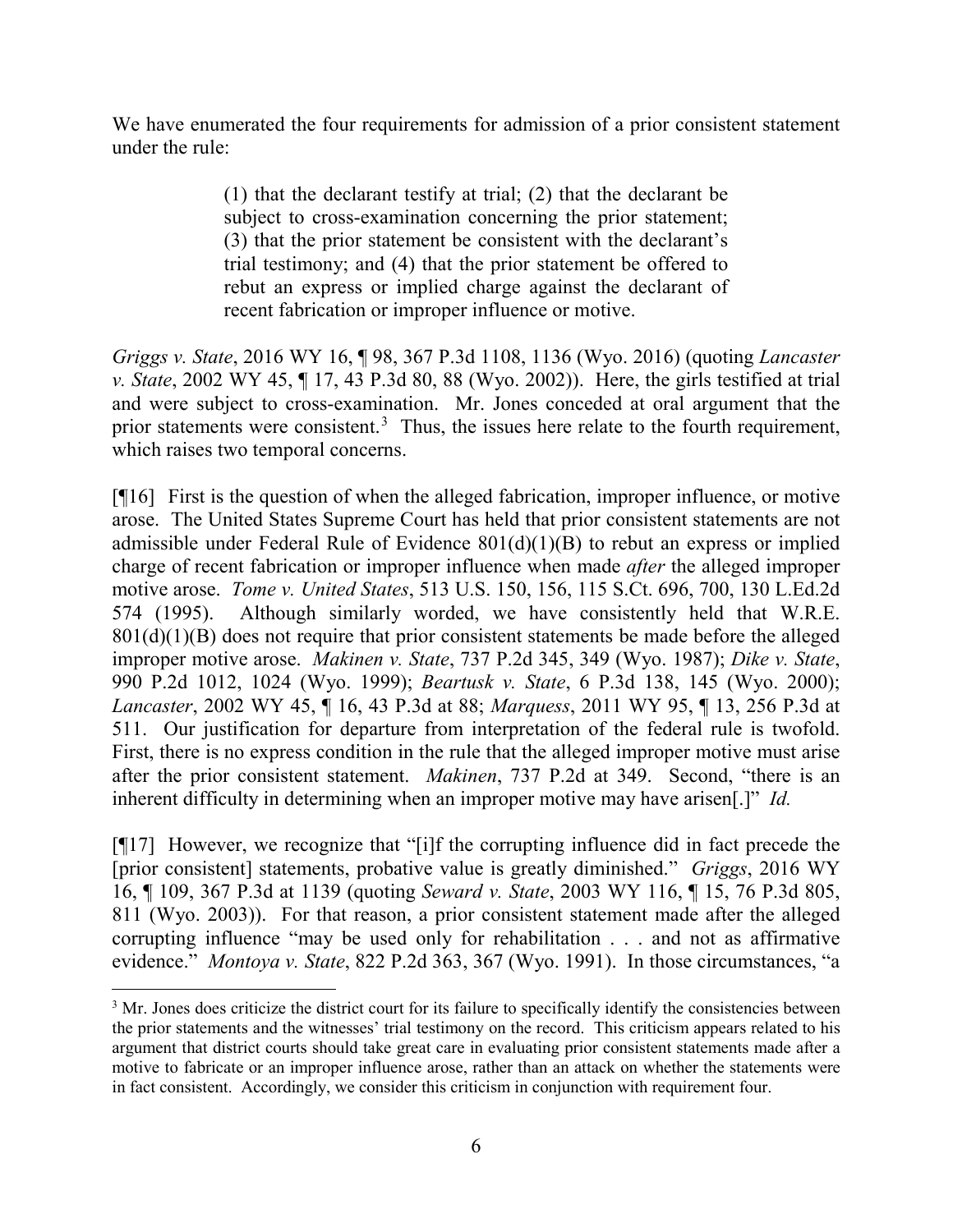We have enumerated the four requirements for admission of a prior consistent statement under the rule:

> (1) that the declarant testify at trial; (2) that the declarant be subject to cross-examination concerning the prior statement; (3) that the prior statement be consistent with the declarant's trial testimony; and (4) that the prior statement be offered to rebut an express or implied charge against the declarant of recent fabrication or improper influence or motive.

*Griggs v. State*, 2016 WY 16, ¶ 98, 367 P.3d 1108, 1136 (Wyo. 2016) (quoting *Lancaster v. State*, 2002 WY 45, ¶ 17, 43 P.3d 80, 88 (Wyo. 2002)). Here, the girls testified at trial and were subject to cross-examination. Mr. Jones conceded at oral argument that the prior statements were consistent.[3] Thus, the issues here relate to the fourth requirement, which raises two temporal concerns.

[¶16] First is the question of when the alleged fabrication, improper influence, or motive arose. The United States Supreme Court has held that prior consistent statements are not admissible under Federal Rule of Evidence 801(d)(1)(B) to rebut an express or implied charge of recent fabrication or improper influence when made *after* the alleged improper motive arose. *Tome v. United States*, 513 U.S. 150, 156, 115 S.Ct. 696, 700, 130 L.Ed.2d 574 (1995). Although similarly worded, we have consistently held that W.R.E. 801(d)(1)(B) does not require that prior consistent statements be made before the alleged improper motive arose. *Makinen v. State*, 737 P.2d 345, 349 (Wyo. 1987); *Dike v. State*, 990 P.2d 1012, 1024 (Wyo. 1999); *Beartusk v. State*, 6 P.3d 138, 145 (Wyo. 2000); *Lancaster*, 2002 WY 45, ¶ 16, 43 P.3d at 88; *Marquess*, 2011 WY 95, ¶ 13, 256 P.3d at 511. Our justification for departure from interpretation of the federal rule is twofold. First, there is no express condition in the rule that the alleged improper motive must arise after the prior consistent statement. *Makinen*, 737 P.2d at 349. Second, "there is an inherent difficulty in determining when an improper motive may have arisen[.]" *Id.*

[¶17] However, we recognize that "[i]f the corrupting influence did in fact precede the [prior consistent] statements, probative value is greatly diminished." *Griggs*, 2016 WY 16, ¶ 109, 367 P.3d at 1139 (quoting *Seward v. State*, 2003 WY 116, ¶ 15, 76 P.3d 805, 811 (Wyo. 2003)). For that reason, a prior consistent statement made after the alleged corrupting influence "may be used only for rehabilitation . . . and not as affirmative evidence." *Montoya v. State*, 822 P.2d 363, 367 (Wyo. 1991). In those circumstances, "a

---

[3] Mr. Jones does criticize the district court for its failure to specifically identify the consistencies between the prior statements and the witnesses' trial testimony on the record. This criticism appears related to his argument that district courts should take great care in evaluating prior consistent statements made after a motive to fabricate or an improper influence arose, rather than an attack on whether the statements were in fact consistent. Accordingly, we consider this criticism in conjunction with requirement four.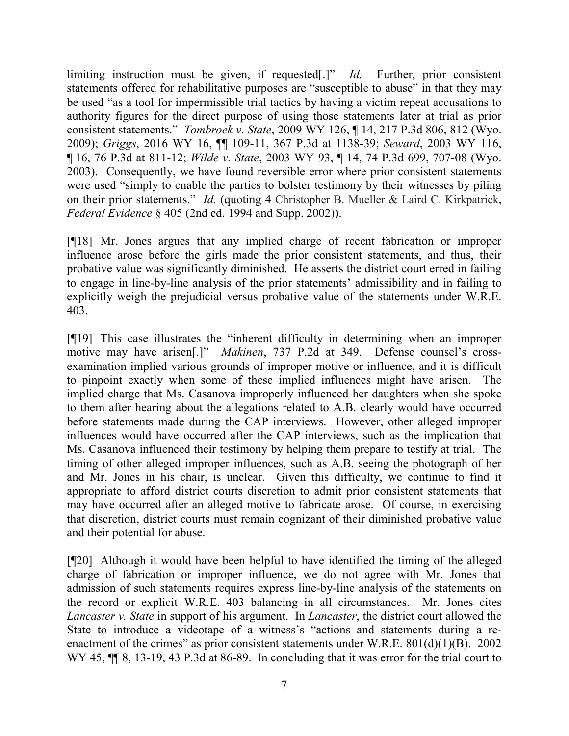limiting instruction must be given, if requested[.]" *Id.* Further, prior consistent statements offered for rehabilitative purposes are "susceptible to abuse" in that they may be used "as a tool for impermissible trial tactics by having a victim repeat accusations to authority figures for the direct purpose of using those statements later at trial as prior consistent statements." *Tombroek v. State*, 2009 WY 126, ¶ 14, 217 P.3d 806, 812 (Wyo. 2009); *Griggs*, 2016 WY 16, ¶¶ 109-11, 367 P.3d at 1138-39; *Seward*, 2003 WY 116, ¶ 16, 76 P.3d at 811-12; *Wilde v. State*, 2003 WY 93, ¶ 14, 74 P.3d 699, 707-08 (Wyo. 2003). Consequently, we have found reversible error where prior consistent statements were used "simply to enable the parties to bolster testimony by their witnesses by piling on their prior statements." *Id.* (quoting 4 Christopher B. Mueller & Laird C. Kirkpatrick, *Federal Evidence* § 405 (2nd ed. 1994 and Supp. 2002)).

[¶18] Mr. Jones argues that any implied charge of recent fabrication or improper influence arose before the girls made the prior consistent statements, and thus, their probative value was significantly diminished. He asserts the district court erred in failing to engage in line-by-line analysis of the prior statements' admissibility and in failing to explicitly weigh the prejudicial versus probative value of the statements under W.R.E. 403.

[¶19] This case illustrates the "inherent difficulty in determining when an improper motive may have arisen[.]" *Makinen*, 737 P.2d at 349. Defense counsel's cross-examination implied various grounds of improper motive or influence, and it is difficult to pinpoint exactly when some of these implied influences might have arisen. The implied charge that Ms. Casanova improperly influenced her daughters when she spoke to them after hearing about the allegations related to A.B. clearly would have occurred before statements made during the CAP interviews. However, other alleged improper influences would have occurred after the CAP interviews, such as the implication that Ms. Casanova influenced their testimony by helping them prepare to testify at trial. The timing of other alleged improper influences, such as A.B. seeing the photograph of her and Mr. Jones in his chair, is unclear. Given this difficulty, we continue to find it appropriate to afford district courts discretion to admit prior consistent statements that may have occurred after an alleged motive to fabricate arose. Of course, in exercising that discretion, district courts must remain cognizant of their diminished probative value and their potential for abuse.

[¶20] Although it would have been helpful to have identified the timing of the alleged charge of fabrication or improper influence, we do not agree with Mr. Jones that admission of such statements requires express line-by-line analysis of the statements on the record or explicit W.R.E. 403 balancing in all circumstances. Mr. Jones cites *Lancaster v. State* in support of his argument. In *Lancaster*, the district court allowed the State to introduce a videotape of a witness's "actions and statements during a re-enactment of the crimes" as prior consistent statements under W.R.E. 801(d)(1)(B). 2002 WY 45, ¶¶ 8, 13-19, 43 P.3d at 86-89. In concluding that it was error for the trial court to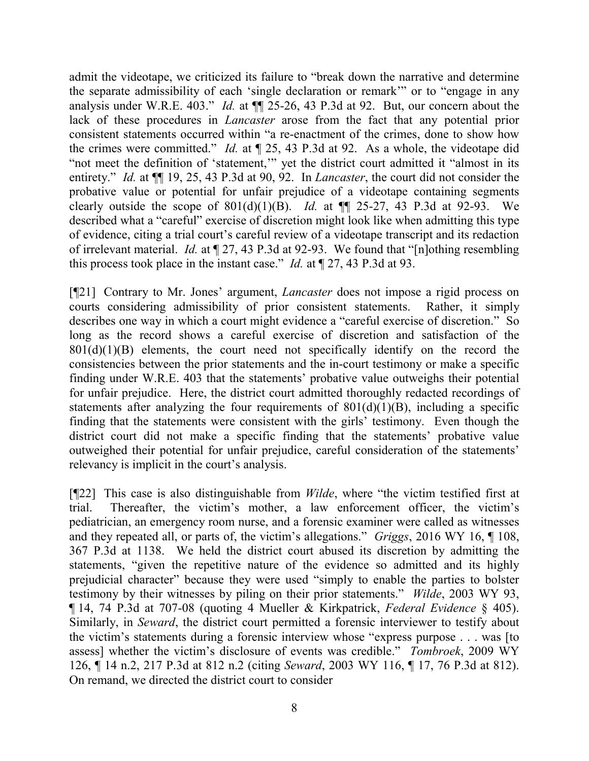admit the videotape, we criticized its failure to "break down the narrative and determine the separate admissibility of each 'single declaration or remark'" or to "engage in any analysis under W.R.E. 403." *Id.* at ¶¶ 25-26, 43 P.3d at 92. But, our concern about the lack of these procedures in *Lancaster* arose from the fact that any potential prior consistent statements occurred within "a re-enactment of the crimes, done to show how the crimes were committed." *Id.* at ¶ 25, 43 P.3d at 92. As a whole, the videotape did "not meet the definition of 'statement,'" yet the district court admitted it "almost in its entirety." *Id.* at ¶¶ 19, 25, 43 P.3d at 90, 92. In *Lancaster*, the court did not consider the probative value or potential for unfair prejudice of a videotape containing segments clearly outside the scope of 801(d)(1)(B). *Id.* at ¶¶ 25-27, 43 P.3d at 92-93. We described what a "careful" exercise of discretion might look like when admitting this type of evidence, citing a trial court's careful review of a videotape transcript and its redaction of irrelevant material. *Id.* at ¶ 27, 43 P.3d at 92-93. We found that "[n]othing resembling this process took place in the instant case." *Id.* at ¶ 27, 43 P.3d at 93.

[¶21] Contrary to Mr. Jones' argument, *Lancaster* does not impose a rigid process on courts considering admissibility of prior consistent statements. Rather, it simply describes one way in which a court might evidence a "careful exercise of discretion." So long as the record shows a careful exercise of discretion and satisfaction of the 801(d)(1)(B) elements, the court need not specifically identify on the record the consistencies between the prior statements and the in-court testimony or make a specific finding under W.R.E. 403 that the statements' probative value outweighs their potential for unfair prejudice. Here, the district court admitted thoroughly redacted recordings of statements after analyzing the four requirements of 801(d)(1)(B), including a specific finding that the statements were consistent with the girls' testimony. Even though the district court did not make a specific finding that the statements' probative value outweighed their potential for unfair prejudice, careful consideration of the statements' relevancy is implicit in the court's analysis.

[¶22] This case is also distinguishable from *Wilde*, where "the victim testified first at trial. Thereafter, the victim's mother, a law enforcement officer, the victim's pediatrician, an emergency room nurse, and a forensic examiner were called as witnesses and they repeated all, or parts of, the victim's allegations." *Griggs*, 2016 WY 16, ¶ 108, 367 P.3d at 1138. We held the district court abused its discretion by admitting the statements, "given the repetitive nature of the evidence so admitted and its highly prejudicial character" because they were used "simply to enable the parties to bolster testimony by their witnesses by piling on their prior statements." *Wilde*, 2003 WY 93, ¶ 14, 74 P.3d at 707-08 (quoting 4 Mueller & Kirkpatrick, *Federal Evidence* § 405). Similarly, in *Seward*, the district court permitted a forensic interviewer to testify about the victim's statements during a forensic interview whose "express purpose . . . was [to assess] whether the victim's disclosure of events was credible." *Tombroek*, 2009 WY 126, ¶ 14 n.2, 217 P.3d at 812 n.2 (citing *Seward*, 2003 WY 116, ¶ 17, 76 P.3d at 812). On remand, we directed the district court to consider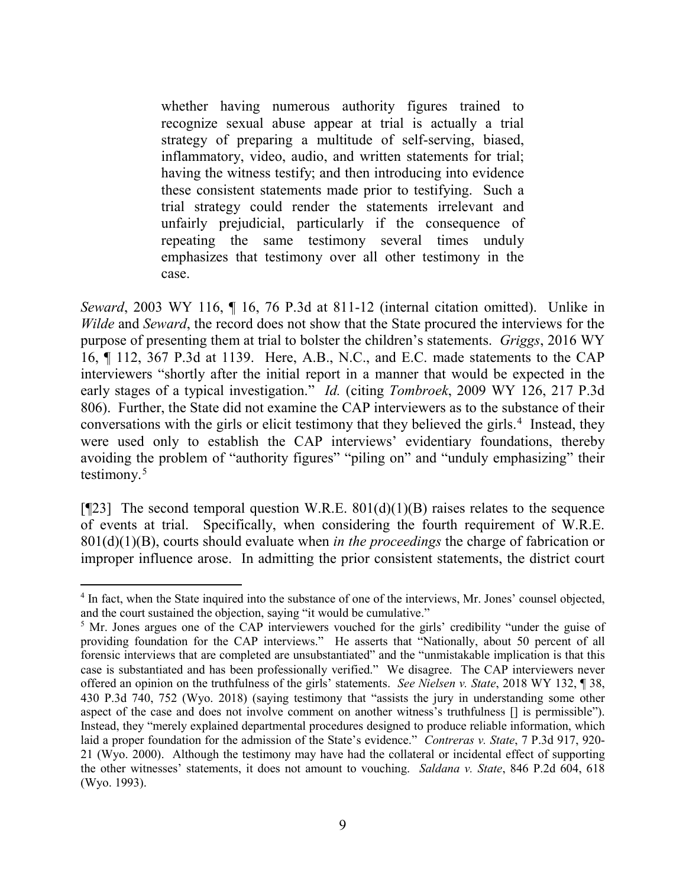> whether having numerous authority figures trained to recognize sexual abuse appear at trial is actually a trial strategy of preparing a multitude of self-serving, biased, inflammatory, video, audio, and written statements for trial; having the witness testify; and then introducing into evidence these consistent statements made prior to testifying. Such a trial strategy could render the statements irrelevant and unfairly prejudicial, particularly if the consequence of repeating the same testimony several times unduly emphasizes that testimony over all other testimony in the case.

*Seward*, 2003 WY 116, ¶ 16, 76 P.3d at 811-12 (internal citation omitted). Unlike in *Wilde* and *Seward*, the record does not show that the State procured the interviews for the purpose of presenting them at trial to bolster the children's statements. *Griggs*, 2016 WY 16, ¶ 112, 367 P.3d at 1139. Here, A.B., N.C., and E.C. made statements to the CAP interviewers "shortly after the initial report in a manner that would be expected in the early stages of a typical investigation." *Id.* (citing *Tombroek*, 2009 WY 126, 217 P.3d 806). Further, the State did not examine the CAP interviewers as to the substance of their conversations with the girls or elicit testimony that they believed the girls.[4] Instead, they were used only to establish the CAP interviews' evidentiary foundations, thereby avoiding the problem of "authority figures" "piling on" and "unduly emphasizing" their testimony.[5]

[¶23] The second temporal question W.R.E. 801(d)(1)(B) raises relates to the sequence of events at trial. Specifically, when considering the fourth requirement of W.R.E. 801(d)(1)(B), courts should evaluate when *in the proceedings* the charge of fabrication or improper influence arose. In admitting the prior consistent statements, the district court

---

[4] In fact, when the State inquired into the substance of one of the interviews, Mr. Jones' counsel objected, and the court sustained the objection, saying "it would be cumulative."

[5] Mr. Jones argues one of the CAP interviewers vouched for the girls' credibility "under the guise of providing foundation for the CAP interviews." He asserts that "Nationally, about 50 percent of all forensic interviews that are completed are unsubstantiated" and the "unmistakable implication is that this case is substantiated and has been professionally verified." We disagree. The CAP interviewers never offered an opinion on the truthfulness of the girls' statements. *See Nielsen v. State*, 2018 WY 132, ¶ 38, 430 P.3d 740, 752 (Wyo. 2018) (saying testimony that "assists the jury in understanding some other aspect of the case and does not involve comment on another witness's truthfulness [] is permissible"). Instead, they "merely explained departmental procedures designed to produce reliable information, which laid a proper foundation for the admission of the State's evidence." *Contreras v. State*, 7 P.3d 917, 920-21 (Wyo. 2000). Although the testimony may have had the collateral or incidental effect of supporting the other witnesses' statements, it does not amount to vouching. *Saldana v. State*, 846 P.2d 604, 618 (Wyo. 1993).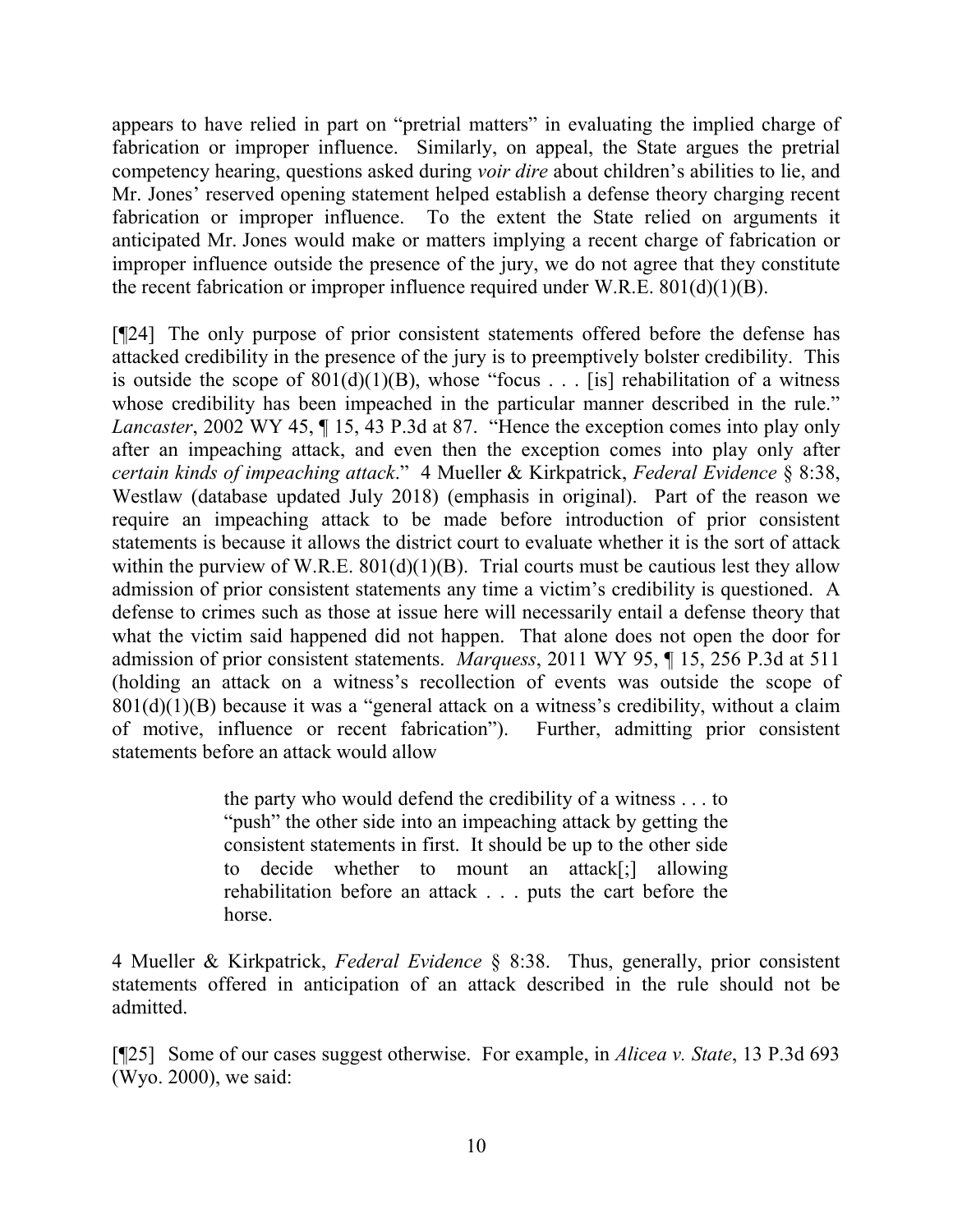appears to have relied in part on "pretrial matters" in evaluating the implied charge of fabrication or improper influence. Similarly, on appeal, the State argues the pretrial competency hearing, questions asked during *voir dire* about children's abilities to lie, and Mr. Jones' reserved opening statement helped establish a defense theory charging recent fabrication or improper influence. To the extent the State relied on arguments it anticipated Mr. Jones would make or matters implying a recent charge of fabrication or improper influence outside the presence of the jury, we do not agree that they constitute the recent fabrication or improper influence required under W.R.E. 801(d)(1)(B).

[¶24] The only purpose of prior consistent statements offered before the defense has attacked credibility in the presence of the jury is to preemptively bolster credibility. This is outside the scope of 801(d)(1)(B), whose "focus . . . [is] rehabilitation of a witness whose credibility has been impeached in the particular manner described in the rule." *Lancaster*, 2002 WY 45, ¶ 15, 43 P.3d at 87. "Hence the exception comes into play only after an impeaching attack, and even then the exception comes into play only after *certain kinds of impeaching attack*." 4 Mueller & Kirkpatrick, *Federal Evidence* § 8:38, Westlaw (database updated July 2018) (emphasis in original). Part of the reason we require an impeaching attack to be made before introduction of prior consistent statements is because it allows the district court to evaluate whether it is the sort of attack within the purview of W.R.E. 801(d)(1)(B). Trial courts must be cautious lest they allow admission of prior consistent statements any time a victim's credibility is questioned. A defense to crimes such as those at issue here will necessarily entail a defense theory that what the victim said happened did not happen. That alone does not open the door for admission of prior consistent statements. *Marquess*, 2011 WY 95, ¶ 15, 256 P.3d at 511 (holding an attack on a witness's recollection of events was outside the scope of 801(d)(1)(B) because it was a "general attack on a witness's credibility, without a claim of motive, influence or recent fabrication"). Further, admitting prior consistent statements before an attack would allow

> the party who would defend the credibility of a witness . . . to "push" the other side into an impeaching attack by getting the consistent statements in first. It should be up to the other side to decide whether to mount an attack[;] allowing rehabilitation before an attack . . . puts the cart before the horse.

4 Mueller & Kirkpatrick, *Federal Evidence* § 8:38. Thus, generally, prior consistent statements offered in anticipation of an attack described in the rule should not be admitted.

[¶25] Some of our cases suggest otherwise. For example, in *Alicea v. State*, 13 P.3d 693 (Wyo. 2000), we said: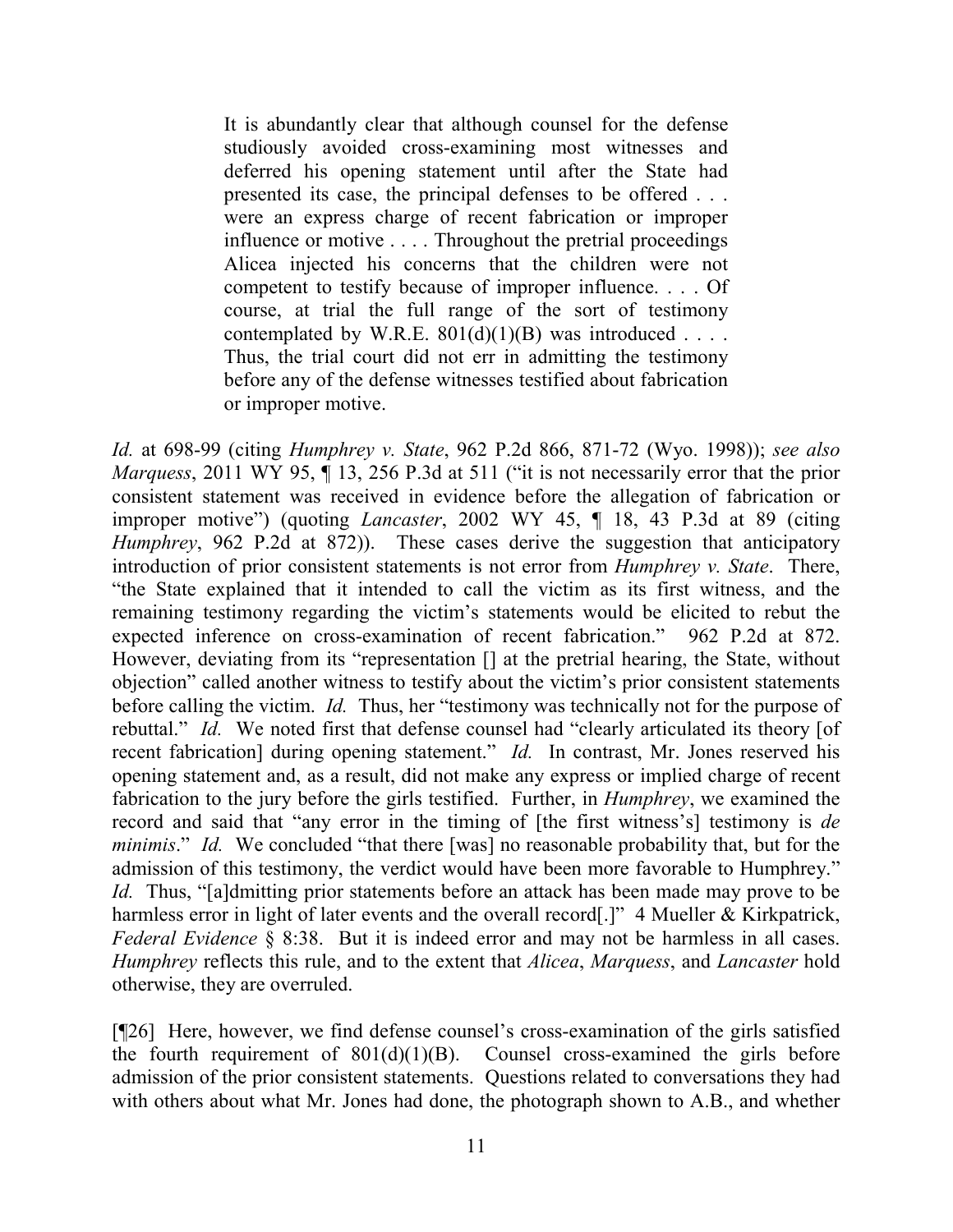> It is abundantly clear that although counsel for the defense studiously avoided cross-examining most witnesses and deferred his opening statement until after the State had presented its case, the principal defenses to be offered . . . were an express charge of recent fabrication or improper influence or motive . . . . Throughout the pretrial proceedings Alicea injected his concerns that the children were not competent to testify because of improper influence. . . . Of course, at trial the full range of the sort of testimony contemplated by W.R.E. 801(d)(1)(B) was introduced . . . . Thus, the trial court did not err in admitting the testimony before any of the defense witnesses testified about fabrication or improper motive.

*Id.* at 698-99 (citing *Humphrey v. State*, 962 P.2d 866, 871-72 (Wyo. 1998)); *see also Marquess*, 2011 WY 95, ¶ 13, 256 P.3d at 511 ("it is not necessarily error that the prior consistent statement was received in evidence before the allegation of fabrication or improper motive") (quoting *Lancaster*, 2002 WY 45, ¶ 18, 43 P.3d at 89 (citing *Humphrey*, 962 P.2d at 872)). These cases derive the suggestion that anticipatory introduction of prior consistent statements is not error from *Humphrey v. State*. There, "the State explained that it intended to call the victim as its first witness, and the remaining testimony regarding the victim's statements would be elicited to rebut the expected inference on cross-examination of recent fabrication." 962 P.2d at 872. However, deviating from its "representation [] at the pretrial hearing, the State, without objection" called another witness to testify about the victim's prior consistent statements before calling the victim. *Id.* Thus, her "testimony was technically not for the purpose of rebuttal." *Id.* We noted first that defense counsel had "clearly articulated its theory [of recent fabrication] during opening statement." *Id.* In contrast, Mr. Jones reserved his opening statement and, as a result, did not make any express or implied charge of recent fabrication to the jury before the girls testified. Further, in *Humphrey*, we examined the record and said that "any error in the timing of [the first witness's] testimony is *de minimis*." *Id.* We concluded "that there [was] no reasonable probability that, but for the admission of this testimony, the verdict would have been more favorable to Humphrey." *Id.* Thus, "[a]dmitting prior statements before an attack has been made may prove to be harmless error in light of later events and the overall record[.]" 4 Mueller & Kirkpatrick, *Federal Evidence* § 8:38. But it is indeed error and may not be harmless in all cases. *Humphrey* reflects this rule, and to the extent that *Alicea*, *Marquess*, and *Lancaster* hold otherwise, they are overruled.

[¶26] Here, however, we find defense counsel's cross-examination of the girls satisfied the fourth requirement of 801(d)(1)(B). Counsel cross-examined the girls before admission of the prior consistent statements. Questions related to conversations they had with others about what Mr. Jones had done, the photograph shown to A.B., and whether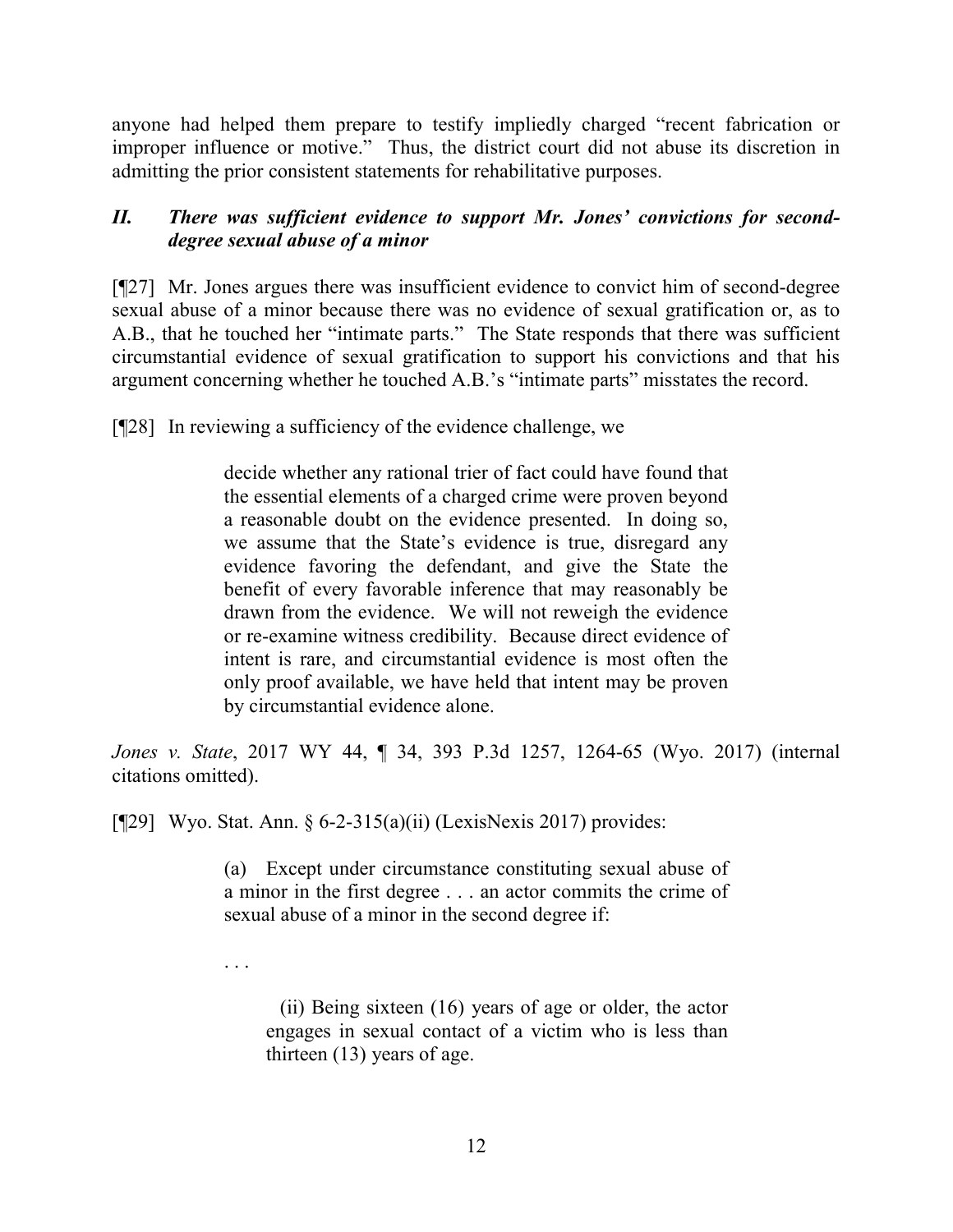anyone had helped them prepare to testify impliedly charged "recent fabrication or improper influence or motive." Thus, the district court did not abuse its discretion in admitting the prior consistent statements for rehabilitative purposes.

## *II. There was sufficient evidence to support Mr. Jones' convictions for second-degree sexual abuse of a minor*

[¶27] Mr. Jones argues there was insufficient evidence to convict him of second-degree sexual abuse of a minor because there was no evidence of sexual gratification or, as to A.B., that he touched her "intimate parts." The State responds that there was sufficient circumstantial evidence of sexual gratification to support his convictions and that his argument concerning whether he touched A.B.'s "intimate parts" misstates the record.

[¶28] In reviewing a sufficiency of the evidence challenge, we

> decide whether any rational trier of fact could have found that the essential elements of a charged crime were proven beyond a reasonable doubt on the evidence presented. In doing so, we assume that the State's evidence is true, disregard any evidence favoring the defendant, and give the State the benefit of every favorable inference that may reasonably be drawn from the evidence. We will not reweigh the evidence or re-examine witness credibility. Because direct evidence of intent is rare, and circumstantial evidence is most often the only proof available, we have held that intent may be proven by circumstantial evidence alone.

*Jones v. State*, 2017 WY 44, ¶ 34, 393 P.3d 1257, 1264-65 (Wyo. 2017) (internal citations omitted).

[¶29] Wyo. Stat. Ann. § 6-2-315(a)(ii) (LexisNexis 2017) provides:

> (a) Except under circumstance constituting sexual abuse of a minor in the first degree . . . an actor commits the crime of sexual abuse of a minor in the second degree if:
>
> . . .
>
> (ii) Being sixteen (16) years of age or older, the actor engages in sexual contact of a victim who is less than thirteen (13) years of age.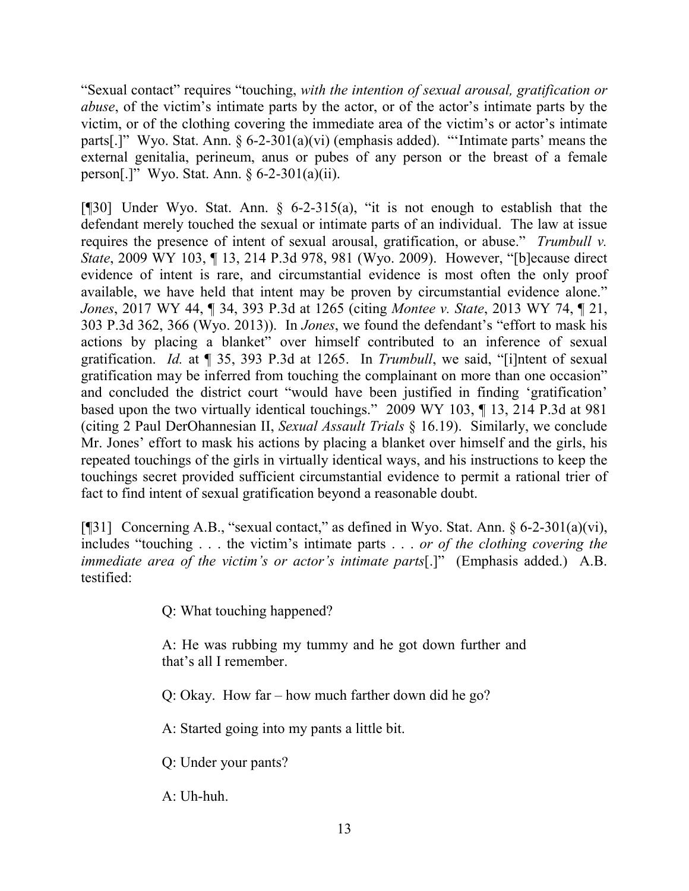"Sexual contact" requires "touching, *with the intention of sexual arousal, gratification or abuse*, of the victim's intimate parts by the actor, or of the actor's intimate parts by the victim, or of the clothing covering the immediate area of the victim's or actor's intimate parts[.]" Wyo. Stat. Ann. § 6-2-301(a)(vi) (emphasis added). "'Intimate parts' means the external genitalia, perineum, anus or pubes of any person or the breast of a female person[.]" Wyo. Stat. Ann. § 6-2-301(a)(ii).

[¶30] Under Wyo. Stat. Ann. § 6-2-315(a), "it is not enough to establish that the defendant merely touched the sexual or intimate parts of an individual. The law at issue requires the presence of intent of sexual arousal, gratification, or abuse." *Trumbull v. State*, 2009 WY 103, ¶ 13, 214 P.3d 978, 981 (Wyo. 2009). However, "[b]ecause direct evidence of intent is rare, and circumstantial evidence is most often the only proof available, we have held that intent may be proven by circumstantial evidence alone." *Jones*, 2017 WY 44, ¶ 34, 393 P.3d at 1265 (citing *Montee v. State*, 2013 WY 74, ¶ 21, 303 P.3d 362, 366 (Wyo. 2013)). In *Jones*, we found the defendant's "effort to mask his actions by placing a blanket" over himself contributed to an inference of sexual gratification. *Id.* at ¶ 35, 393 P.3d at 1265. In *Trumbull*, we said, "[i]ntent of sexual gratification may be inferred from touching the complainant on more than one occasion" and concluded the district court "would have been justified in finding 'gratification' based upon the two virtually identical touchings." 2009 WY 103, ¶ 13, 214 P.3d at 981 (citing 2 Paul DerOhannesian II, *Sexual Assault Trials* § 16.19). Similarly, we conclude Mr. Jones' effort to mask his actions by placing a blanket over himself and the girls, his repeated touchings of the girls in virtually identical ways, and his instructions to keep the touchings secret provided sufficient circumstantial evidence to permit a rational trier of fact to find intent of sexual gratification beyond a reasonable doubt.

[¶31] Concerning A.B., "sexual contact," as defined in Wyo. Stat. Ann. § 6-2-301(a)(vi), includes "touching . . . the victim's intimate parts . . . *or of the clothing covering the immediate area of the victim's or actor's intimate parts*[.]" (Emphasis added.) A.B. testified:

> Q: What touching happened?
>
> A: He was rubbing my tummy and he got down further and that's all I remember.
>
> Q: Okay. How far – how much farther down did he go?
>
> A: Started going into my pants a little bit.
>
> Q: Under your pants?
>
> A: Uh-huh.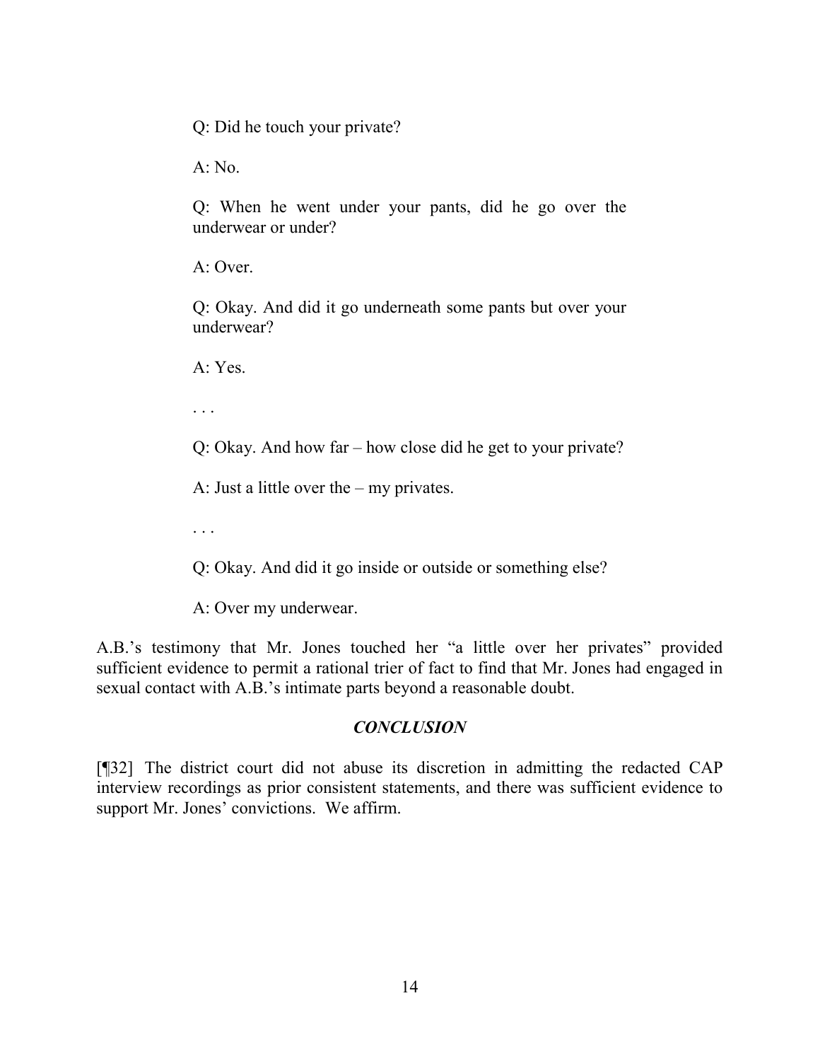> Q: Did he touch your private?
>
> A: No.
>
> Q: When he went under your pants, did he go over the underwear or under?
>
> A: Over.
>
> Q: Okay. And did it go underneath some pants but over your underwear?
>
> A: Yes.
>
> . . .
>
> Q: Okay. And how far – how close did he get to your private?
>
> A: Just a little over the – my privates.
>
> . . .
>
> Q: Okay. And did it go inside or outside or something else?
>
> A: Over my underwear.

A.B.'s testimony that Mr. Jones touched her "a little over her privates" provided sufficient evidence to permit a rational trier of fact to find that Mr. Jones had engaged in sexual contact with A.B.'s intimate parts beyond a reasonable doubt.

## *CONCLUSION*

[¶32] The district court did not abuse its discretion in admitting the redacted CAP interview recordings as prior consistent statements, and there was sufficient evidence to support Mr. Jones' convictions. We affirm.